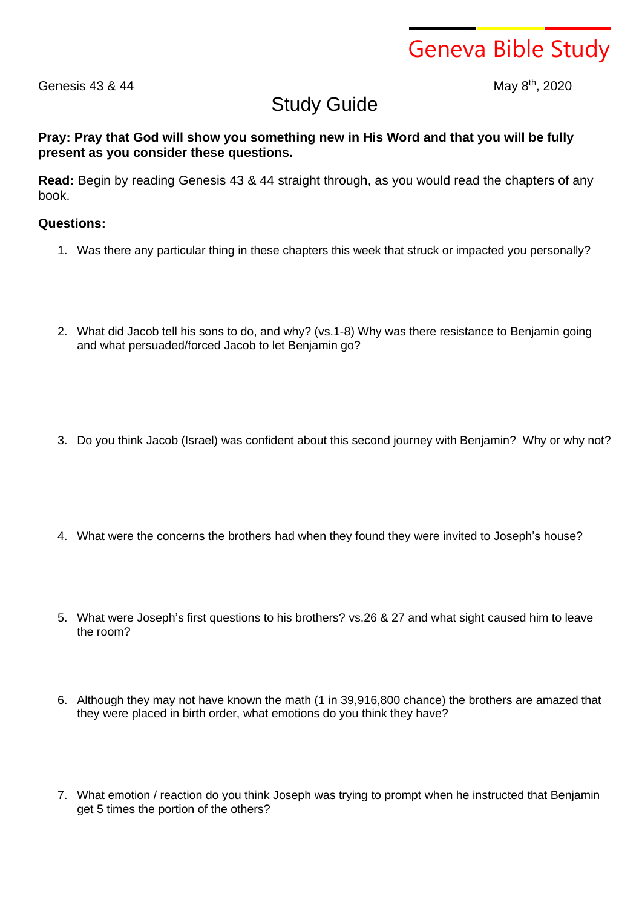Geneva Bible Study

Genesis 43 & 44

May 8th, 2020

# Study Guide

**Pray: Pray that God will show you something new in His Word and that you will be fully present as you consider these questions.**

**Read:** Begin by reading Genesis 43 & 44 straight through, as you would read the chapters of any book.

**Questions:**

1. Was there any particular thing in these chapters this week that struck or impacted you personally?

2. What did Jacob tell his sons to do, and why? (vs.1-8) Why was there resistance to Benjamin going and what persuaded/forced Jacob to let Benjamin go?

3. Do you think Jacob (Israel) was confident about this second journey with Benjamin? Why or why not?

4. What were the concerns the brothers had when they found they were invited to Joseph's house?

5. What were Joseph's first questions to his brothers? vs.26 & 27 and what sight caused him to leave the room?

6. Although they may not have known the math (1 in 39,916,800 chance) the brothers are amazed that they were placed in birth order, what emotions do you think they have?

7. What emotion / reaction do you think Joseph was trying to prompt when he instructed that Benjamin get 5 times the portion of the others?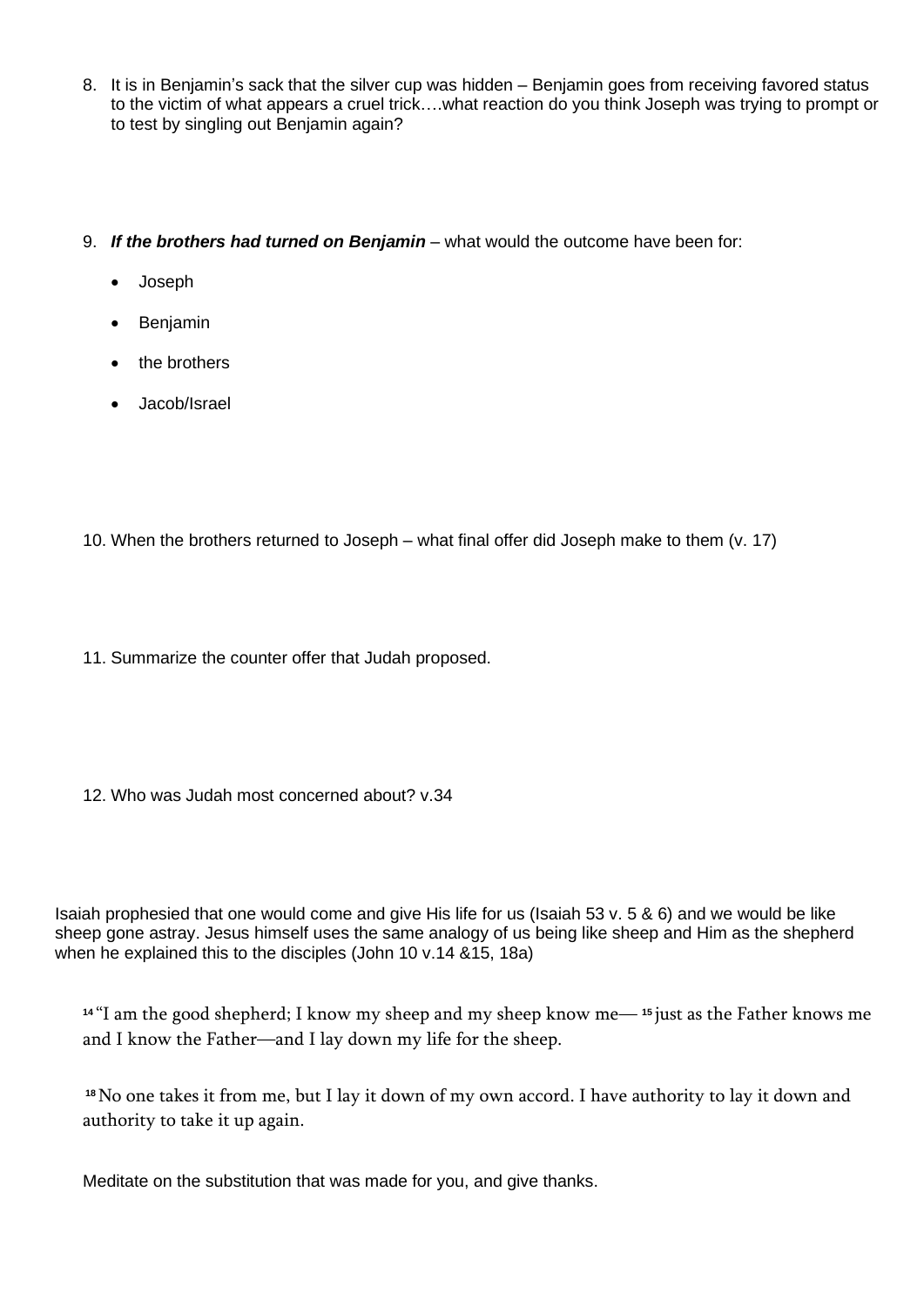8. It is in Benjamin's sack that the silver cup was hidden – Benjamin goes from receiving favored status to the victim of what appears a cruel trick….what reaction do you think Joseph was trying to prompt or to test by singling out Benjamin again?

9. ***If the brothers had turned on Benjamin*** – what would the outcome have been for:

   - Joseph
   - Benjamin
   - the brothers
   - Jacob/Israel

10. When the brothers returned to Joseph – what final offer did Joseph make to them (v. 17)

11. Summarize the counter offer that Judah proposed.

12. Who was Judah most concerned about? v.34

Isaiah prophesied that one would come and give His life for us (Isaiah 53 v. 5 & 6) and we would be like sheep gone astray. Jesus himself uses the same analogy of us being like sheep and Him as the shepherd when he explained this to the disciples (John 10 v.14 &15, 18a)

> [14] "I am the good shepherd; I know my sheep and my sheep know me— [15] just as the Father knows me and I know the Father—and I lay down my life for the sheep.
>
> [18] No one takes it from me, but I lay it down of my own accord. I have authority to lay it down and authority to take it up again.

Meditate on the substitution that was made for you, and give thanks.